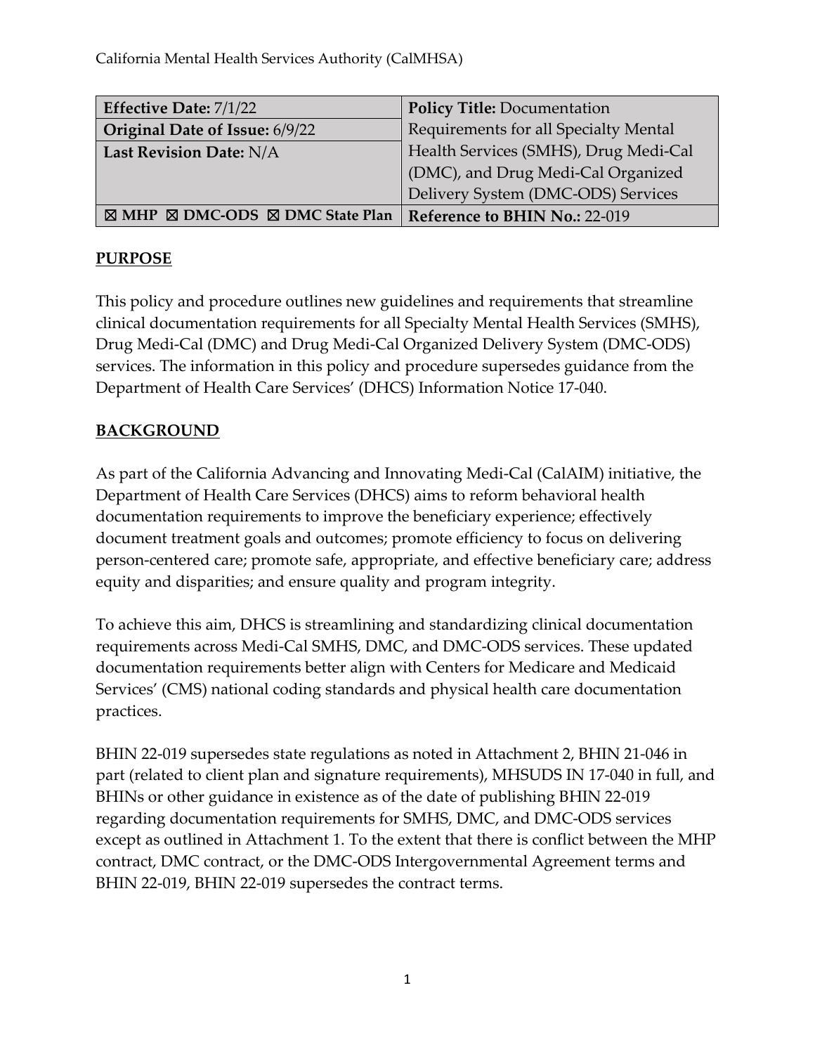California Mental Health Services Authority (CalMHSA)

| **Effective Date:** 7/1/22 | **Policy Title:** Documentation Requirements for all Specialty Mental Health Services (SMHS), Drug Medi-Cal (DMC), and Drug Medi-Cal Organized Delivery System (DMC-ODS) Services |
|---|---|
| **Original Date of Issue:** 6/9/22 | |
| **Last Revision Date:** N/A | |
| ☒ **MHP** ☒ **DMC-ODS** ☒ **DMC State Plan** | **Reference to BHIN No.:** 22-019 |

## PURPOSE

This policy and procedure outlines new guidelines and requirements that streamline clinical documentation requirements for all Specialty Mental Health Services (SMHS), Drug Medi-Cal (DMC) and Drug Medi-Cal Organized Delivery System (DMC-ODS) services. The information in this policy and procedure supersedes guidance from the Department of Health Care Services' (DHCS) Information Notice 17-040.

## BACKGROUND

As part of the California Advancing and Innovating Medi-Cal (CalAIM) initiative, the Department of Health Care Services (DHCS) aims to reform behavioral health documentation requirements to improve the beneficiary experience; effectively document treatment goals and outcomes; promote efficiency to focus on delivering person-centered care; promote safe, appropriate, and effective beneficiary care; address equity and disparities; and ensure quality and program integrity.

To achieve this aim, DHCS is streamlining and standardizing clinical documentation requirements across Medi-Cal SMHS, DMC, and DMC-ODS services. These updated documentation requirements better align with Centers for Medicare and Medicaid Services' (CMS) national coding standards and physical health care documentation practices.

BHIN 22-019 supersedes state regulations as noted in Attachment 2, BHIN 21-046 in part (related to client plan and signature requirements), MHSUDS IN 17-040 in full, and BHINs or other guidance in existence as of the date of publishing BHIN 22-019 regarding documentation requirements for SMHS, DMC, and DMC-ODS services except as outlined in Attachment 1. To the extent that there is conflict between the MHP contract, DMC contract, or the DMC-ODS Intergovernmental Agreement terms and BHIN 22-019, BHIN 22-019 supersedes the contract terms.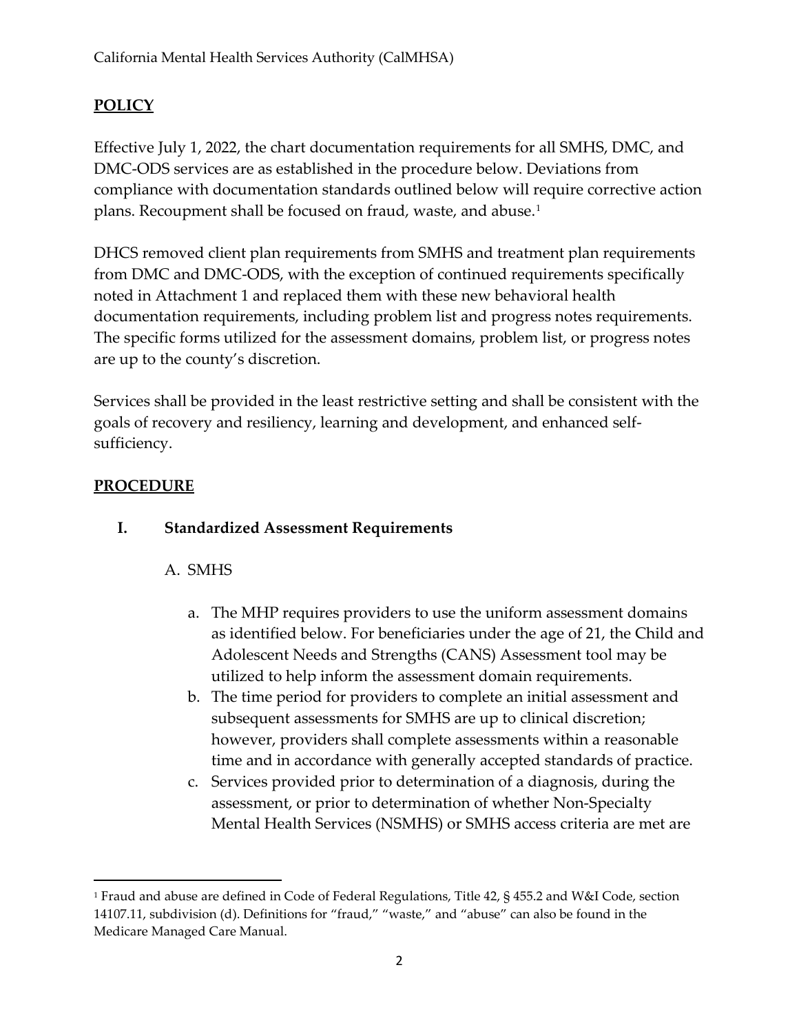**POLICY**

Effective July 1, 2022, the chart documentation requirements for all SMHS, DMC, and DMC-ODS services are as established in the procedure below. Deviations from compliance with documentation standards outlined below will require corrective action plans. Recoupment shall be focused on fraud, waste, and abuse.[1]

DHCS removed client plan requirements from SMHS and treatment plan requirements from DMC and DMC-ODS, with the exception of continued requirements specifically noted in Attachment 1 and replaced them with these new behavioral health documentation requirements, including problem list and progress notes requirements. The specific forms utilized for the assessment domains, problem list, or progress notes are up to the county's discretion.

Services shall be provided in the least restrictive setting and shall be consistent with the goals of recovery and resiliency, learning and development, and enhanced self-sufficiency.

**PROCEDURE**

**I. Standardized Assessment Requirements**

A. SMHS

a. The MHP requires providers to use the uniform assessment domains as identified below. For beneficiaries under the age of 21, the Child and Adolescent Needs and Strengths (CANS) Assessment tool may be utilized to help inform the assessment domain requirements.
b. The time period for providers to complete an initial assessment and subsequent assessments for SMHS are up to clinical discretion; however, providers shall complete assessments within a reasonable time and in accordance with generally accepted standards of practice.
c. Services provided prior to determination of a diagnosis, during the assessment, or prior to determination of whether Non-Specialty Mental Health Services (NSMHS) or SMHS access criteria are met are

---

[1] Fraud and abuse are defined in Code of Federal Regulations, Title 42, § 455.2 and W&I Code, section 14107.11, subdivision (d). Definitions for "fraud," "waste," and "abuse" can also be found in the Medicare Managed Care Manual.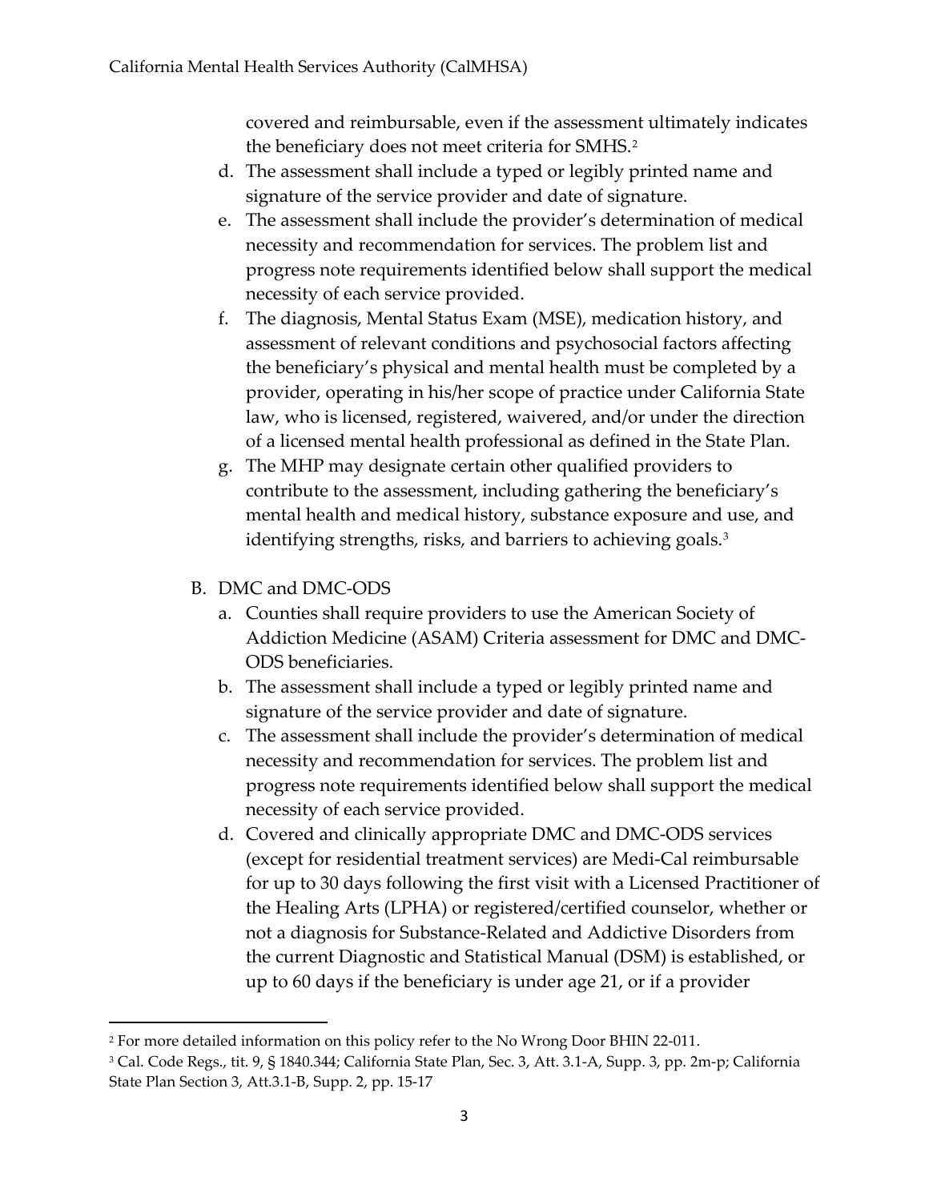covered and reimbursable, even if the assessment ultimately indicates the beneficiary does not meet criteria for SMHS.[2]

d. The assessment shall include a typed or legibly printed name and signature of the service provider and date of signature.
e. The assessment shall include the provider's determination of medical necessity and recommendation for services. The problem list and progress note requirements identified below shall support the medical necessity of each service provided.
f. The diagnosis, Mental Status Exam (MSE), medication history, and assessment of relevant conditions and psychosocial factors affecting the beneficiary's physical and mental health must be completed by a provider, operating in his/her scope of practice under California State law, who is licensed, registered, waivered, and/or under the direction of a licensed mental health professional as defined in the State Plan.
g. The MHP may designate certain other qualified providers to contribute to the assessment, including gathering the beneficiary's mental health and medical history, substance exposure and use, and identifying strengths, risks, and barriers to achieving goals.[3]

B. DMC and DMC-ODS

a. Counties shall require providers to use the American Society of Addiction Medicine (ASAM) Criteria assessment for DMC and DMC-ODS beneficiaries.
b. The assessment shall include a typed or legibly printed name and signature of the service provider and date of signature.
c. The assessment shall include the provider's determination of medical necessity and recommendation for services. The problem list and progress note requirements identified below shall support the medical necessity of each service provided.
d. Covered and clinically appropriate DMC and DMC-ODS services (except for residential treatment services) are Medi-Cal reimbursable for up to 30 days following the first visit with a Licensed Practitioner of the Healing Arts (LPHA) or registered/certified counselor, whether or not a diagnosis for Substance-Related and Addictive Disorders from the current Diagnostic and Statistical Manual (DSM) is established, or up to 60 days if the beneficiary is under age 21, or if a provider

---

[2] For more detailed information on this policy refer to the No Wrong Door BHIN 22-011.

[3] Cal. Code Regs., tit. 9, § 1840.344; California State Plan, Sec. 3, Att. 3.1-A, Supp. 3, pp. 2m-p; California State Plan Section 3, Att.3.1-B, Supp. 2, pp. 15-17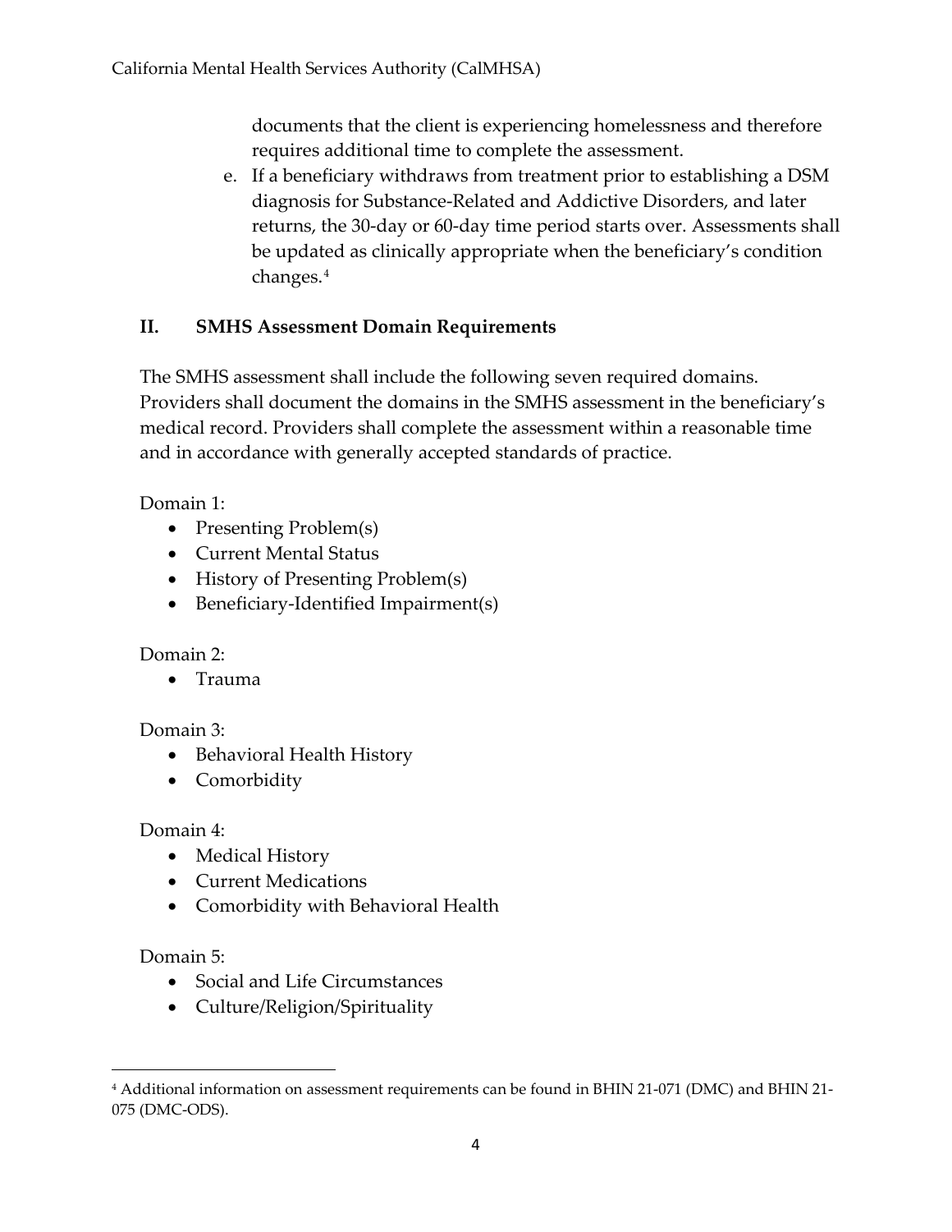documents that the client is experiencing homelessness and therefore requires additional time to complete the assessment.

e. If a beneficiary withdraws from treatment prior to establishing a DSM diagnosis for Substance-Related and Addictive Disorders, and later returns, the 30-day or 60-day time period starts over. Assessments shall be updated as clinically appropriate when the beneficiary's condition changes.[4]

## II. SMHS Assessment Domain Requirements

The SMHS assessment shall include the following seven required domains. Providers shall document the domains in the SMHS assessment in the beneficiary's medical record. Providers shall complete the assessment within a reasonable time and in accordance with generally accepted standards of practice.

Domain 1:

- Presenting Problem(s)
- Current Mental Status
- History of Presenting Problem(s)
- Beneficiary-Identified Impairment(s)

Domain 2:

- Trauma

Domain 3:

- Behavioral Health History
- Comorbidity

Domain 4:

- Medical History
- Current Medications
- Comorbidity with Behavioral Health

Domain 5:

- Social and Life Circumstances
- Culture/Religion/Spirituality

---

[4] Additional information on assessment requirements can be found in BHIN 21-071 (DMC) and BHIN 21-075 (DMC-ODS).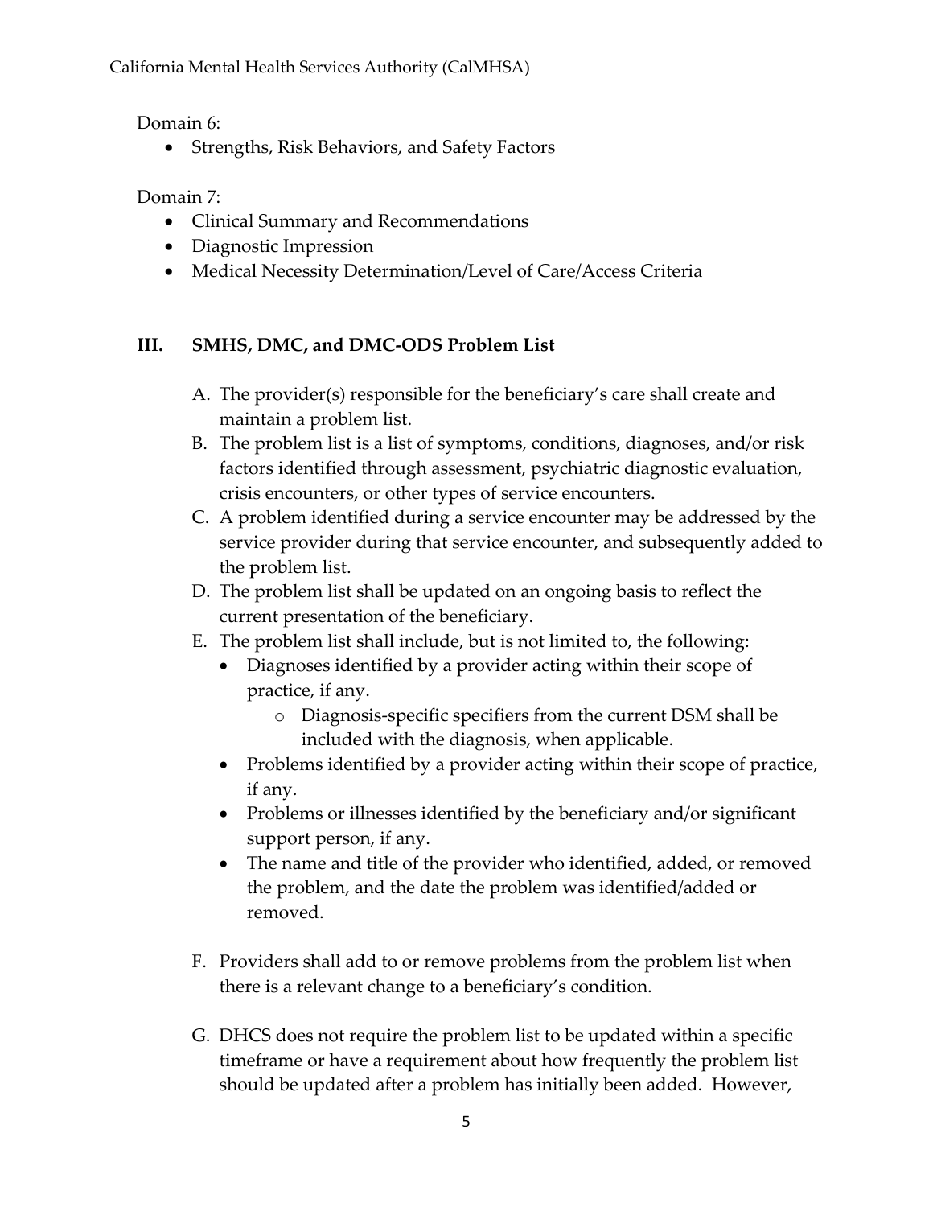Domain 6:

- Strengths, Risk Behaviors, and Safety Factors

Domain 7:

- Clinical Summary and Recommendations
- Diagnostic Impression
- Medical Necessity Determination/Level of Care/Access Criteria

## III. SMHS, DMC, and DMC-ODS Problem List

A. The provider(s) responsible for the beneficiary's care shall create and maintain a problem list.

B. The problem list is a list of symptoms, conditions, diagnoses, and/or risk factors identified through assessment, psychiatric diagnostic evaluation, crisis encounters, or other types of service encounters.

C. A problem identified during a service encounter may be addressed by the service provider during that service encounter, and subsequently added to the problem list.

D. The problem list shall be updated on an ongoing basis to reflect the current presentation of the beneficiary.

E. The problem list shall include, but is not limited to, the following:

- Diagnoses identified by a provider acting within their scope of practice, if any.
  - Diagnosis-specific specifiers from the current DSM shall be included with the diagnosis, when applicable.
- Problems identified by a provider acting within their scope of practice, if any.
- Problems or illnesses identified by the beneficiary and/or significant support person, if any.
- The name and title of the provider who identified, added, or removed the problem, and the date the problem was identified/added or removed.

F. Providers shall add to or remove problems from the problem list when there is a relevant change to a beneficiary's condition.

G. DHCS does not require the problem list to be updated within a specific timeframe or have a requirement about how frequently the problem list should be updated after a problem has initially been added. However,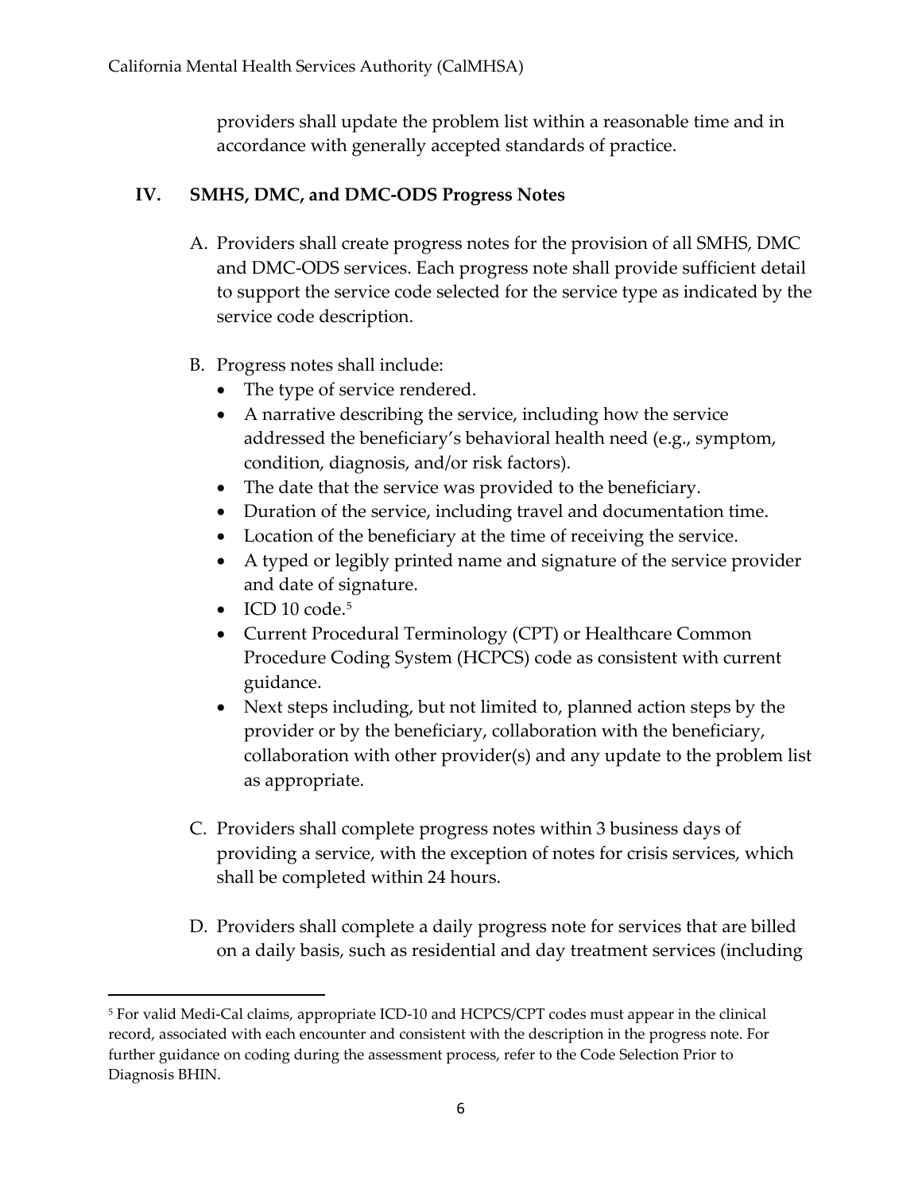providers shall update the problem list within a reasonable time and in accordance with generally accepted standards of practice.

## IV. SMHS, DMC, and DMC-ODS Progress Notes

A. Providers shall create progress notes for the provision of all SMHS, DMC and DMC-ODS services. Each progress note shall provide sufficient detail to support the service code selected for the service type as indicated by the service code description.

B. Progress notes shall include:

- The type of service rendered.
- A narrative describing the service, including how the service addressed the beneficiary's behavioral health need (e.g., symptom, condition, diagnosis, and/or risk factors).
- The date that the service was provided to the beneficiary.
- Duration of the service, including travel and documentation time.
- Location of the beneficiary at the time of receiving the service.
- A typed or legibly printed name and signature of the service provider and date of signature.
- ICD 10 code.[5]
- Current Procedural Terminology (CPT) or Healthcare Common Procedure Coding System (HCPCS) code as consistent with current guidance.
- Next steps including, but not limited to, planned action steps by the provider or by the beneficiary, collaboration with the beneficiary, collaboration with other provider(s) and any update to the problem list as appropriate.

C. Providers shall complete progress notes within 3 business days of providing a service, with the exception of notes for crisis services, which shall be completed within 24 hours.

D. Providers shall complete a daily progress note for services that are billed on a daily basis, such as residential and day treatment services (including

[5] For valid Medi-Cal claims, appropriate ICD-10 and HCPCS/CPT codes must appear in the clinical record, associated with each encounter and consistent with the description in the progress note. For further guidance on coding during the assessment process, refer to the Code Selection Prior to Diagnosis BHIN.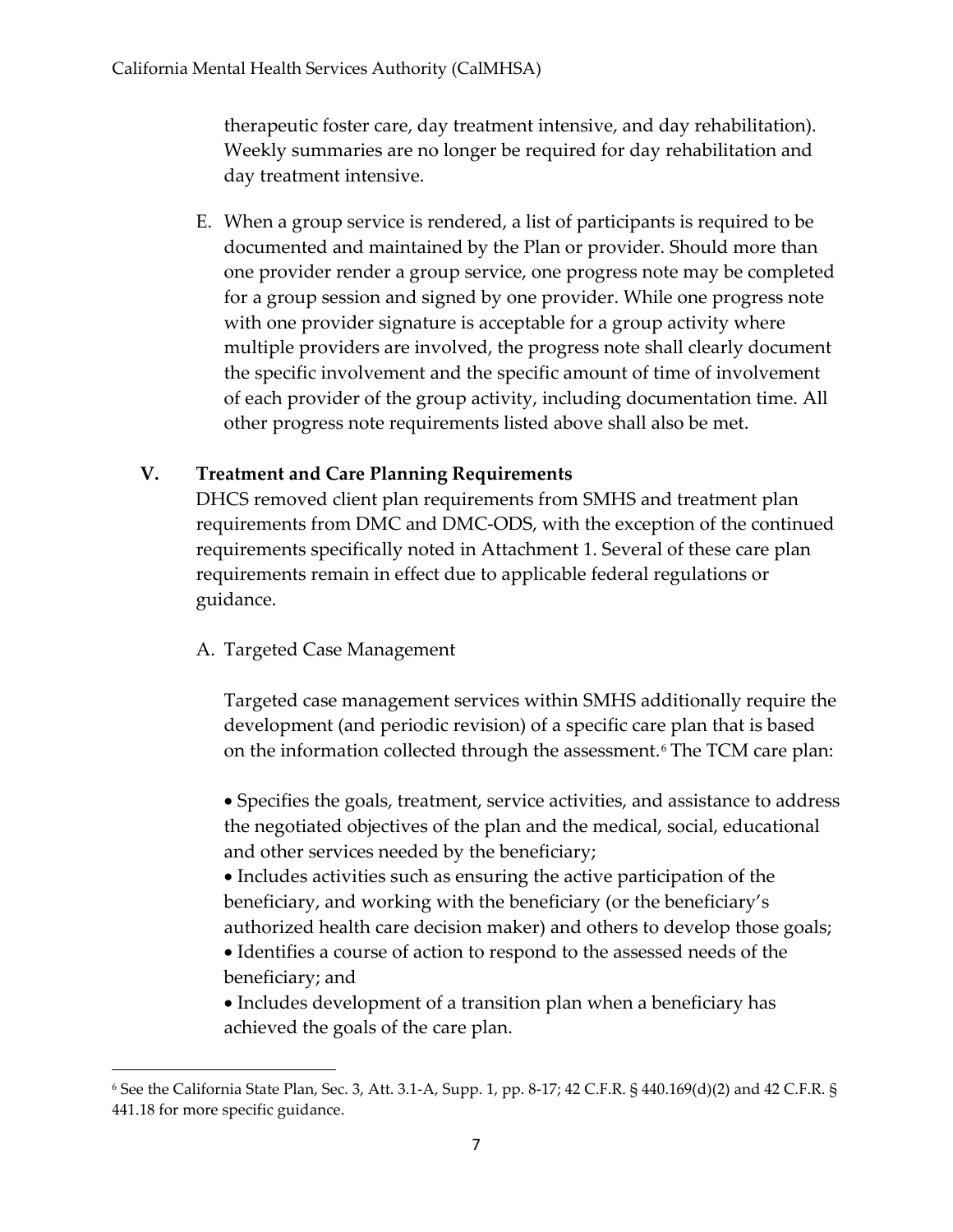therapeutic foster care, day treatment intensive, and day rehabilitation). Weekly summaries are no longer be required for day rehabilitation and day treatment intensive.

E. When a group service is rendered, a list of participants is required to be documented and maintained by the Plan or provider. Should more than one provider render a group service, one progress note may be completed for a group session and signed by one provider. While one progress note with one provider signature is acceptable for a group activity where multiple providers are involved, the progress note shall clearly document the specific involvement and the specific amount of time of involvement of each provider of the group activity, including documentation time. All other progress note requirements listed above shall also be met.

## V. Treatment and Care Planning Requirements

DHCS removed client plan requirements from SMHS and treatment plan requirements from DMC and DMC-ODS, with the exception of the continued requirements specifically noted in Attachment 1. Several of these care plan requirements remain in effect due to applicable federal regulations or guidance.

A. Targeted Case Management

Targeted case management services within SMHS additionally require the development (and periodic revision) of a specific care plan that is based on the information collected through the assessment.[6] The TCM care plan:

- Specifies the goals, treatment, service activities, and assistance to address the negotiated objectives of the plan and the medical, social, educational and other services needed by the beneficiary;
- Includes activities such as ensuring the active participation of the beneficiary, and working with the beneficiary (or the beneficiary's authorized health care decision maker) and others to develop those goals;
- Identifies a course of action to respond to the assessed needs of the beneficiary; and
- Includes development of a transition plan when a beneficiary has achieved the goals of the care plan.

[6] See the California State Plan, Sec. 3, Att. 3.1-A, Supp. 1, pp. 8-17; 42 C.F.R. § 440.169(d)(2) and 42 C.F.R. § 441.18 for more specific guidance.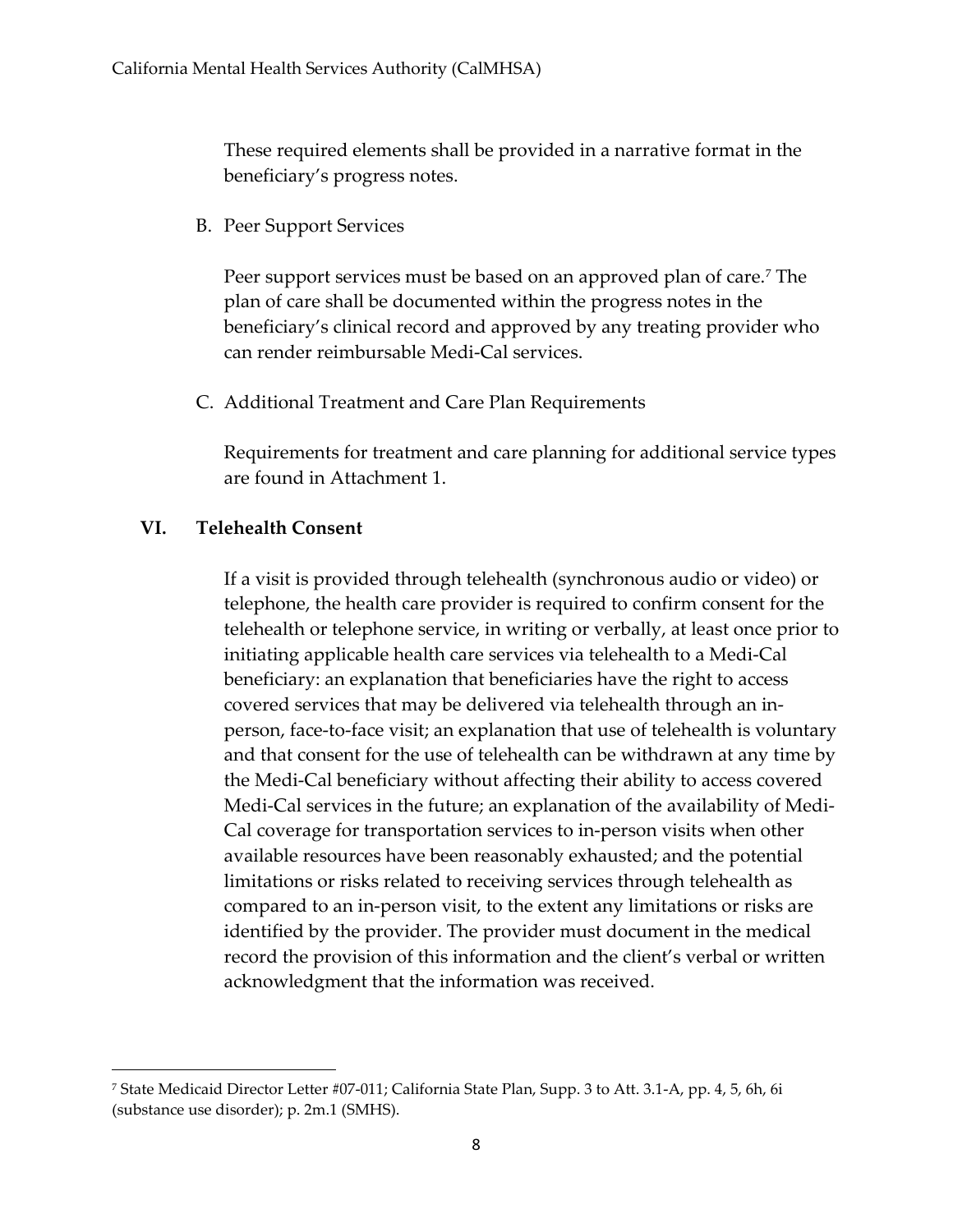These required elements shall be provided in a narrative format in the beneficiary's progress notes.

B. Peer Support Services

Peer support services must be based on an approved plan of care.[7] The plan of care shall be documented within the progress notes in the beneficiary's clinical record and approved by any treating provider who can render reimbursable Medi-Cal services.

C. Additional Treatment and Care Plan Requirements

Requirements for treatment and care planning for additional service types are found in Attachment 1.

## VI. Telehealth Consent

If a visit is provided through telehealth (synchronous audio or video) or telephone, the health care provider is required to confirm consent for the telehealth or telephone service, in writing or verbally, at least once prior to initiating applicable health care services via telehealth to a Medi-Cal beneficiary: an explanation that beneficiaries have the right to access covered services that may be delivered via telehealth through an in-person, face-to-face visit; an explanation that use of telehealth is voluntary and that consent for the use of telehealth can be withdrawn at any time by the Medi-Cal beneficiary without affecting their ability to access covered Medi-Cal services in the future; an explanation of the availability of Medi-Cal coverage for transportation services to in-person visits when other available resources have been reasonably exhausted; and the potential limitations or risks related to receiving services through telehealth as compared to an in-person visit, to the extent any limitations or risks are identified by the provider. The provider must document in the medical record the provision of this information and the client's verbal or written acknowledgment that the information was received.

---

[7] State Medicaid Director Letter #07-011; California State Plan, Supp. 3 to Att. 3.1-A, pp. 4, 5, 6h, 6i (substance use disorder); p. 2m.1 (SMHS).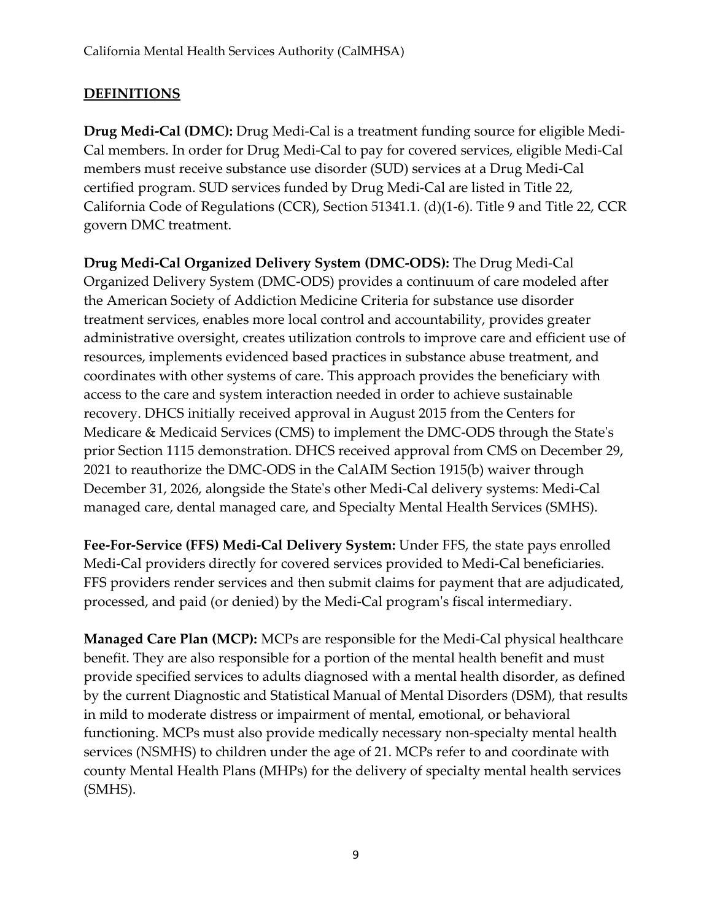## DEFINITIONS

**Drug Medi-Cal (DMC):** Drug Medi-Cal is a treatment funding source for eligible Medi-Cal members. In order for Drug Medi-Cal to pay for covered services, eligible Medi-Cal members must receive substance use disorder (SUD) services at a Drug Medi-Cal certified program. SUD services funded by Drug Medi-Cal are listed in Title 22, California Code of Regulations (CCR), Section 51341.1. (d)(1-6). Title 9 and Title 22, CCR govern DMC treatment.

**Drug Medi-Cal Organized Delivery System (DMC-ODS):** The Drug Medi-Cal Organized Delivery System (DMC-ODS) provides a continuum of care modeled after the American Society of Addiction Medicine Criteria for substance use disorder treatment services, enables more local control and accountability, provides greater administrative oversight, creates utilization controls to improve care and efficient use of resources, implements evidenced based practices in substance abuse treatment, and coordinates with other systems of care. This approach provides the beneficiary with access to the care and system interaction needed in order to achieve sustainable recovery. DHCS initially received approval in August 2015 from the Centers for Medicare & Medicaid Services (CMS) to implement the DMC-ODS through the State's prior Section 1115 demonstration. DHCS received approval from CMS on December 29, 2021 to reauthorize the DMC-ODS in the CalAIM Section 1915(b) waiver through December 31, 2026, alongside the State's other Medi-Cal delivery systems: Medi-Cal managed care, dental managed care, and Specialty Mental Health Services (SMHS).

**Fee-For-Service (FFS) Medi-Cal Delivery System:** Under FFS, the state pays enrolled Medi-Cal providers directly for covered services provided to Medi-Cal beneficiaries. FFS providers render services and then submit claims for payment that are adjudicated, processed, and paid (or denied) by the Medi-Cal program's fiscal intermediary.

**Managed Care Plan (MCP):** MCPs are responsible for the Medi-Cal physical healthcare benefit. They are also responsible for a portion of the mental health benefit and must provide specified services to adults diagnosed with a mental health disorder, as defined by the current Diagnostic and Statistical Manual of Mental Disorders (DSM), that results in mild to moderate distress or impairment of mental, emotional, or behavioral functioning. MCPs must also provide medically necessary non-specialty mental health services (NSMHS) to children under the age of 21. MCPs refer to and coordinate with county Mental Health Plans (MHPs) for the delivery of specialty mental health services (SMHS).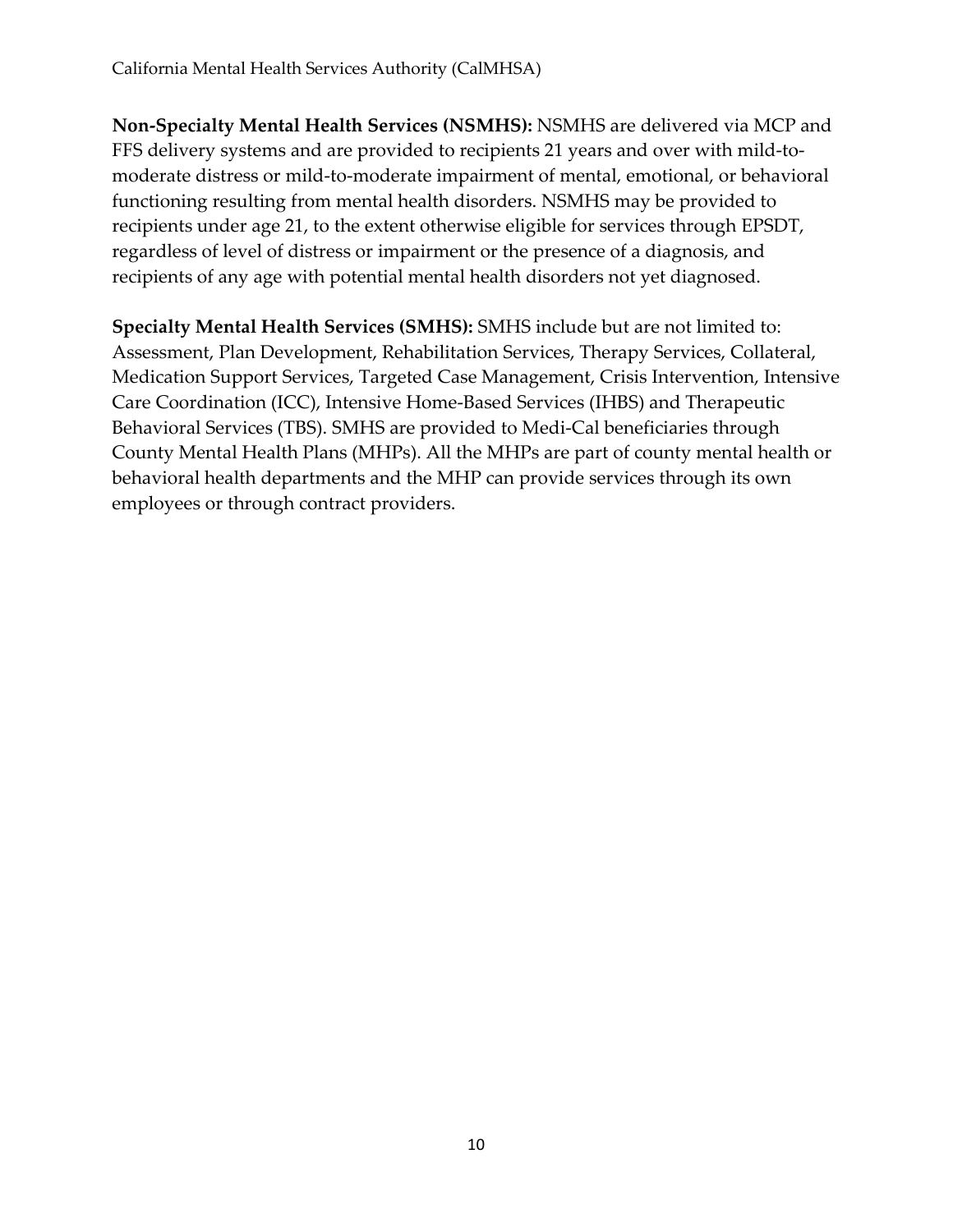**Non-Specialty Mental Health Services (NSMHS):** NSMHS are delivered via MCP and FFS delivery systems and are provided to recipients 21 years and over with mild-to-moderate distress or mild-to-moderate impairment of mental, emotional, or behavioral functioning resulting from mental health disorders. NSMHS may be provided to recipients under age 21, to the extent otherwise eligible for services through EPSDT, regardless of level of distress or impairment or the presence of a diagnosis, and recipients of any age with potential mental health disorders not yet diagnosed.

**Specialty Mental Health Services (SMHS):** SMHS include but are not limited to: Assessment, Plan Development, Rehabilitation Services, Therapy Services, Collateral, Medication Support Services, Targeted Case Management, Crisis Intervention, Intensive Care Coordination (ICC), Intensive Home-Based Services (IHBS) and Therapeutic Behavioral Services (TBS). SMHS are provided to Medi-Cal beneficiaries through County Mental Health Plans (MHPs). All the MHPs are part of county mental health or behavioral health departments and the MHP can provide services through its own employees or through contract providers.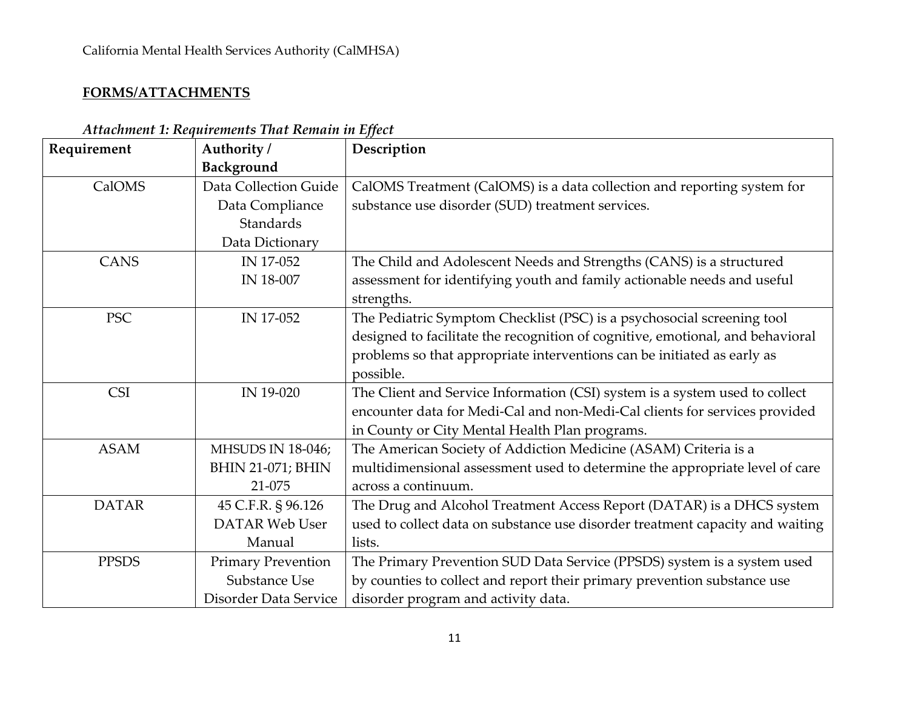## FORMS/ATTACHMENTS

*Attachment 1: Requirements That Remain in Effect*

| Requirement | Authority / Background | Description |
|---|---|---|
| CalOMS | Data Collection Guide Data Compliance Standards Data Dictionary | CalOMS Treatment (CalOMS) is a data collection and reporting system for substance use disorder (SUD) treatment services. |
| CANS | IN 17-052 IN 18-007 | The Child and Adolescent Needs and Strengths (CANS) is a structured assessment for identifying youth and family actionable needs and useful strengths. |
| PSC | IN 17-052 | The Pediatric Symptom Checklist (PSC) is a psychosocial screening tool designed to facilitate the recognition of cognitive, emotional, and behavioral problems so that appropriate interventions can be initiated as early as possible. |
| CSI | IN 19-020 | The Client and Service Information (CSI) system is a system used to collect encounter data for Medi-Cal and non-Medi-Cal clients for services provided in County or City Mental Health Plan programs. |
| ASAM | MHSUDS IN 18-046; BHIN 21-071; BHIN 21-075 | The American Society of Addiction Medicine (ASAM) Criteria is a multidimensional assessment used to determine the appropriate level of care across a continuum. |
| DATAR | 45 C.F.R. § 96.126 DATAR Web User Manual | The Drug and Alcohol Treatment Access Report (DATAR) is a DHCS system used to collect data on substance use disorder treatment capacity and waiting lists. |
| PPSDS | Primary Prevention Substance Use Disorder Data Service | The Primary Prevention SUD Data Service (PPSDS) system is a system used by counties to collect and report their primary prevention substance use disorder program and activity data. |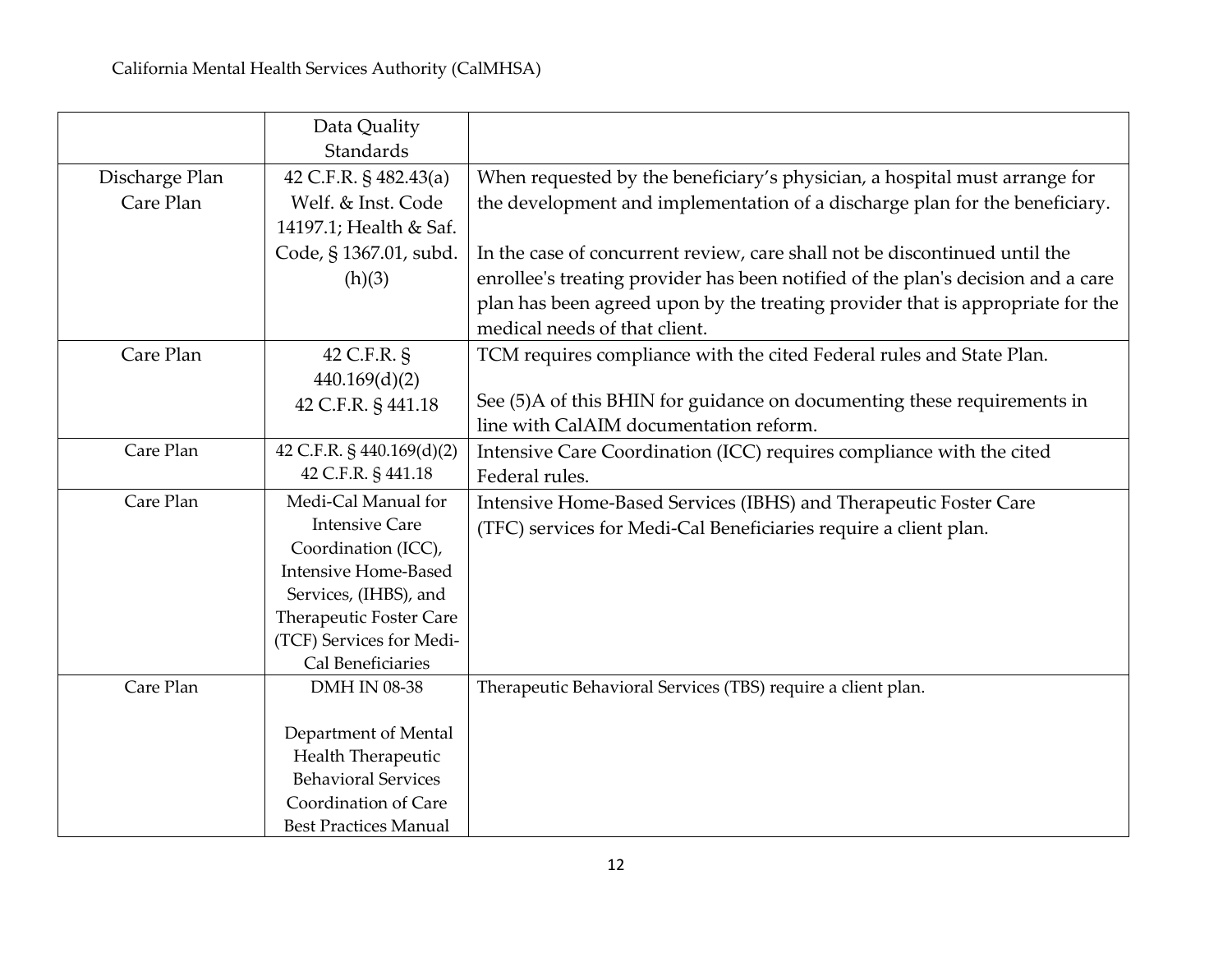| | Data Quality Standards | |
|---|---|---|
| Discharge Plan<br>Care Plan | 42 C.F.R. § 482.43(a)<br>Welf. & Inst. Code 14197.1; Health & Saf. Code, § 1367.01, subd. (h)(3) | When requested by the beneficiary's physician, a hospital must arrange for the development and implementation of a discharge plan for the beneficiary.<br><br>In the case of concurrent review, care shall not be discontinued until the enrollee's treating provider has been notified of the plan's decision and a care plan has been agreed upon by the treating provider that is appropriate for the medical needs of that client. |
| Care Plan | 42 C.F.R. § 440.169(d)(2)<br>42 C.F.R. § 441.18 | TCM requires compliance with the cited Federal rules and State Plan.<br><br>See (5)A of this BHIN for guidance on documenting these requirements in line with CalAIM documentation reform. |
| Care Plan | 42 C.F.R. § 440.169(d)(2)<br>42 C.F.R. § 441.18 | Intensive Care Coordination (ICC) requires compliance with the cited Federal rules. |
| Care Plan | Medi-Cal Manual for Intensive Care Coordination (ICC), Intensive Home-Based Services, (IHBS), and Therapeutic Foster Care (TCF) Services for Medi-Cal Beneficiaries | Intensive Home-Based Services (IBHS) and Therapeutic Foster Care (TFC) services for Medi-Cal Beneficiaries require a client plan. |
| Care Plan | DMH IN 08-38<br><br>Department of Mental Health Therapeutic Behavioral Services Coordination of Care Best Practices Manual | Therapeutic Behavioral Services (TBS) require a client plan. |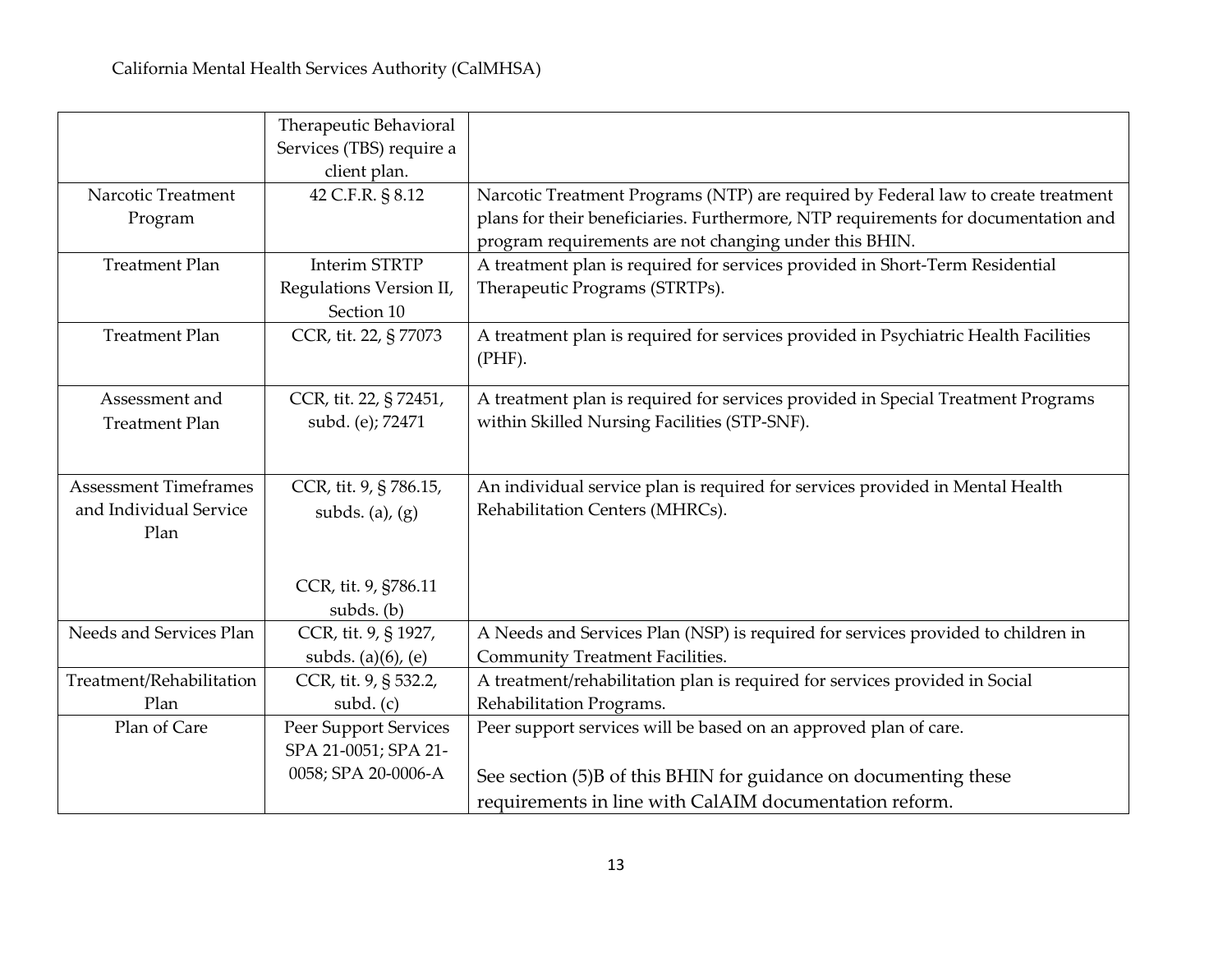| | | |
|---|---|---|
| | Therapeutic Behavioral Services (TBS) require a client plan. | |
| Narcotic Treatment Program | 42 C.F.R. § 8.12 | Narcotic Treatment Programs (NTP) are required by Federal law to create treatment plans for their beneficiaries. Furthermore, NTP requirements for documentation and program requirements are not changing under this BHIN. |
| Treatment Plan | Interim STRTP Regulations Version II, Section 10 | A treatment plan is required for services provided in Short-Term Residential Therapeutic Programs (STRTPs). |
| Treatment Plan | CCR, tit. 22, § 77073 | A treatment plan is required for services provided in Psychiatric Health Facilities (PHF). |
| Assessment and Treatment Plan | CCR, tit. 22, § 72451, subd. (e); 72471 | A treatment plan is required for services provided in Special Treatment Programs within Skilled Nursing Facilities (STP-SNF). |
| Assessment Timeframes and Individual Service Plan | CCR, tit. 9, § 786.15, subds. (a), (g)<br><br>CCR, tit. 9, §786.11 subds. (b) | An individual service plan is required for services provided in Mental Health Rehabilitation Centers (MHRCs). |
| Needs and Services Plan | CCR, tit. 9, § 1927, subds. (a)(6), (e) | A Needs and Services Plan (NSP) is required for services provided to children in Community Treatment Facilities. |
| Treatment/Rehabilitation Plan | CCR, tit. 9, § 532.2, subd. (c) | A treatment/rehabilitation plan is required for services provided in Social Rehabilitation Programs. |
| Plan of Care | Peer Support Services SPA 21-0051; SPA 21-0058; SPA 20-0006-A | Peer support services will be based on an approved plan of care.<br><br>See section (5)B of this BHIN for guidance on documenting these requirements in line with CalAIM documentation reform. |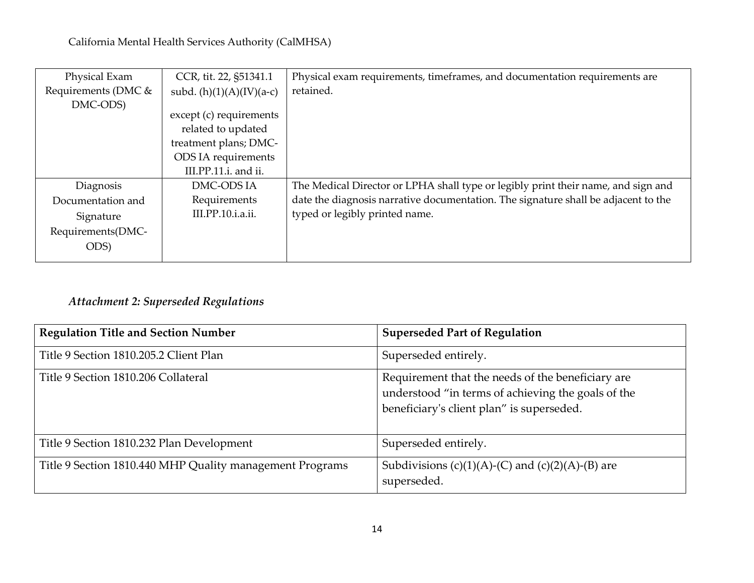| Physical Exam Requirements (DMC & DMC-ODS) | CCR, tit. 22, §51341.1 subd. (h)(1)(A)(IV)(a-c) except (c) requirements related to updated treatment plans; DMC-ODS IA requirements III.PP.11.i. and ii. | Physical exam requirements, timeframes, and documentation requirements are retained. |
|---|---|---|
| Diagnosis Documentation and Signature Requirements(DMC-ODS) | DMC-ODS IA Requirements III.PP.10.i.a.ii. | The Medical Director or LPHA shall type or legibly print their name, and sign and date the diagnosis narrative documentation. The signature shall be adjacent to the typed or legibly printed name. |

*Attachment 2: Superseded Regulations*

| Regulation Title and Section Number | Superseded Part of Regulation |
|---|---|
| Title 9 Section 1810.205.2 Client Plan | Superseded entirely. |
| Title 9 Section 1810.206 Collateral | Requirement that the needs of the beneficiary are understood "in terms of achieving the goals of the beneficiary's client plan" is superseded. |
| Title 9 Section 1810.232 Plan Development | Superseded entirely. |
| Title 9 Section 1810.440 MHP Quality management Programs | Subdivisions (c)(1)(A)-(C) and (c)(2)(A)-(B) are superseded. |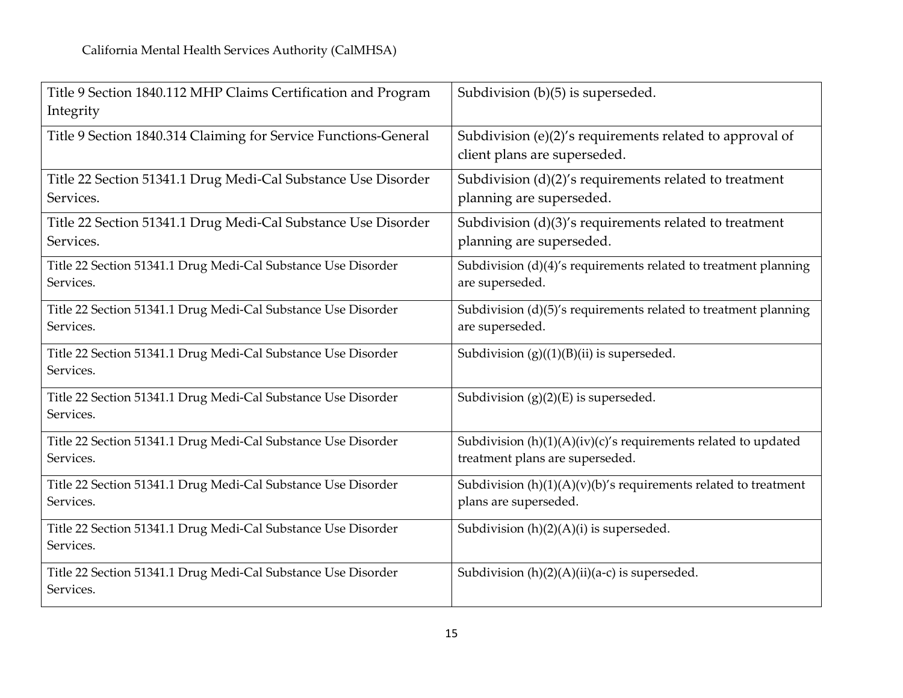| Title 9 Section 1840.112 MHP Claims Certification and Program Integrity | Subdivision (b)(5) is superseded. |
|---|---|
| Title 9 Section 1840.314 Claiming for Service Functions-General | Subdivision (e)(2)'s requirements related to approval of client plans are superseded. |
| Title 22 Section 51341.1 Drug Medi-Cal Substance Use Disorder Services. | Subdivision (d)(2)'s requirements related to treatment planning are superseded. |
| Title 22 Section 51341.1 Drug Medi-Cal Substance Use Disorder Services. | Subdivision (d)(3)'s requirements related to treatment planning are superseded. |
| Title 22 Section 51341.1 Drug Medi-Cal Substance Use Disorder Services. | Subdivision (d)(4)'s requirements related to treatment planning are superseded. |
| Title 22 Section 51341.1 Drug Medi-Cal Substance Use Disorder Services. | Subdivision (d)(5)'s requirements related to treatment planning are superseded. |
| Title 22 Section 51341.1 Drug Medi-Cal Substance Use Disorder Services. | Subdivision (g)((1)(B)(ii) is superseded. |
| Title 22 Section 51341.1 Drug Medi-Cal Substance Use Disorder Services. | Subdivision (g)(2)(E) is superseded. |
| Title 22 Section 51341.1 Drug Medi-Cal Substance Use Disorder Services. | Subdivision (h)(1)(A)(iv)(c)'s requirements related to updated treatment plans are superseded. |
| Title 22 Section 51341.1 Drug Medi-Cal Substance Use Disorder Services. | Subdivision (h)(1)(A)(v)(b)'s requirements related to treatment plans are superseded. |
| Title 22 Section 51341.1 Drug Medi-Cal Substance Use Disorder Services. | Subdivision (h)(2)(A)(i) is superseded. |
| Title 22 Section 51341.1 Drug Medi-Cal Substance Use Disorder Services. | Subdivision (h)(2)(A)(ii)(a-c) is superseded. |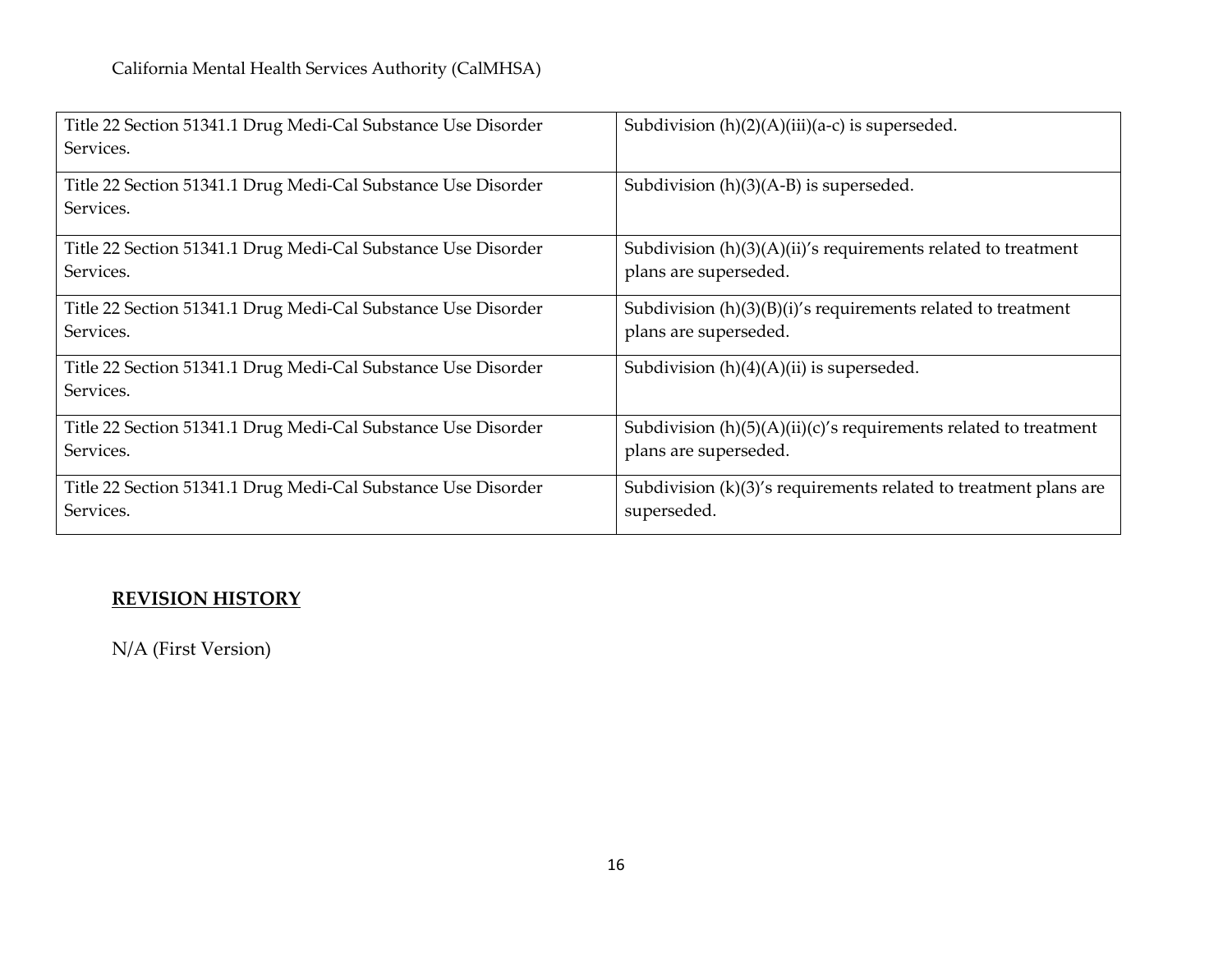| | |
|---|---|
| Title 22 Section 51341.1 Drug Medi-Cal Substance Use Disorder Services. | Subdivision (h)(2)(A)(iii)(a-c) is superseded. |
| Title 22 Section 51341.1 Drug Medi-Cal Substance Use Disorder Services. | Subdivision (h)(3)(A-B) is superseded. |
| Title 22 Section 51341.1 Drug Medi-Cal Substance Use Disorder Services. | Subdivision (h)(3)(A)(ii)'s requirements related to treatment plans are superseded. |
| Title 22 Section 51341.1 Drug Medi-Cal Substance Use Disorder Services. | Subdivision (h)(3)(B)(i)'s requirements related to treatment plans are superseded. |
| Title 22 Section 51341.1 Drug Medi-Cal Substance Use Disorder Services. | Subdivision (h)(4)(A)(ii) is superseded. |
| Title 22 Section 51341.1 Drug Medi-Cal Substance Use Disorder Services. | Subdivision (h)(5)(A)(ii)(c)'s requirements related to treatment plans are superseded. |
| Title 22 Section 51341.1 Drug Medi-Cal Substance Use Disorder Services. | Subdivision (k)(3)'s requirements related to treatment plans are superseded. |

## REVISION HISTORY

N/A (First Version)